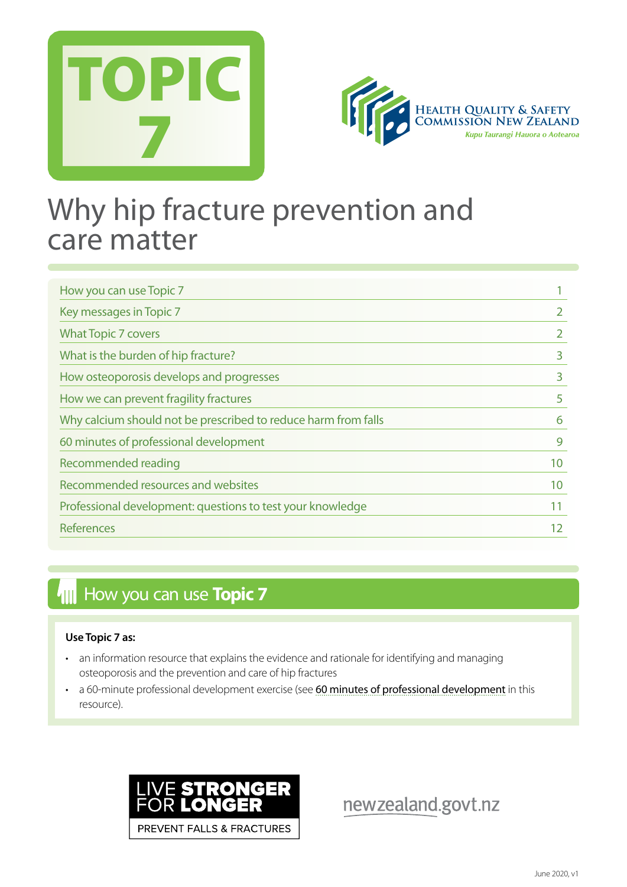# TOPIC 7

HEALTH QUALITY & SAFETY COMMISSION NEW ZEALAND

*Kupu Taurangi Hauora o Aotearoa*

# Why hip fracture prevention and care matter

| | |
|---|---|
| How you can use Topic 7 | 1 |
| Key messages in Topic 7 | 2 |
| What Topic 7 covers | 2 |
| What is the burden of hip fracture? | 3 |
| How osteoporosis develops and progresses | 3 |
| How we can prevent fragility fractures | 5 |
| Why calcium should not be prescribed to reduce harm from falls | 6 |
| 60 minutes of professional development | 9 |
| Recommended reading | 10 |
| Recommended resources and websites | 10 |
| Professional development: questions to test your knowledge | 11 |
| References | 12 |

## How you can use **Topic 7**

**Use Topic 7 as:**

- an information resource that explains the evidence and rationale for identifying and managing osteoporosis and the prevention and care of hip fractures
- a 60-minute professional development exercise (see 60 minutes of professional development in this resource).

LIVE **STRONGER** FOR **LONGER**

PREVENT FALLS & FRACTURES

newzealand.govt.nz

June 2020, v1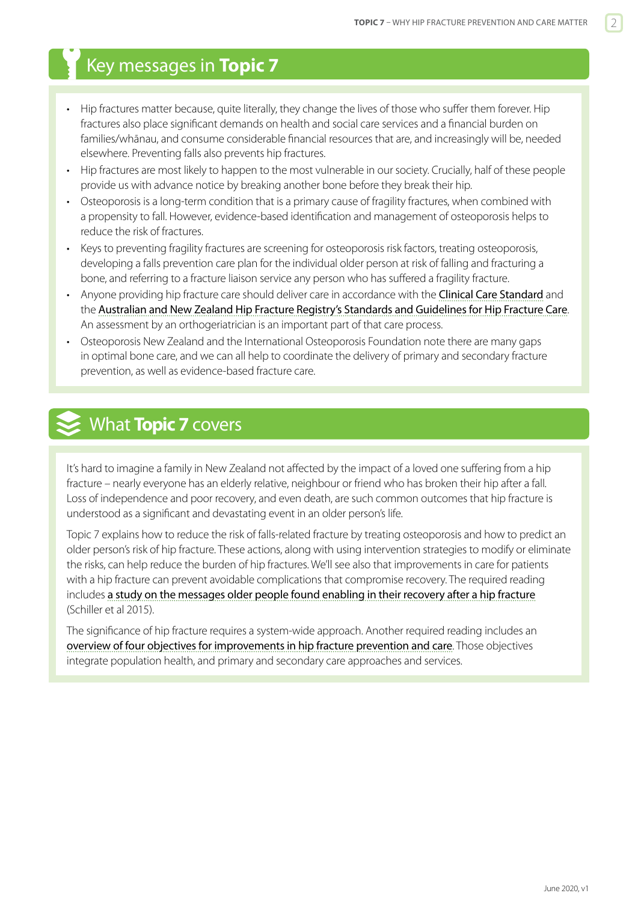## Key messages in **Topic 7**

- Hip fractures matter because, quite literally, they change the lives of those who suffer them forever. Hip fractures also place significant demands on health and social care services and a financial burden on families/whānau, and consume considerable financial resources that are, and increasingly will be, needed elsewhere. Preventing falls also prevents hip fractures.
- Hip fractures are most likely to happen to the most vulnerable in our society. Crucially, half of these people provide us with advance notice by breaking another bone before they break their hip.
- Osteoporosis is a long-term condition that is a primary cause of fragility fractures, when combined with a propensity to fall. However, evidence-based identification and management of osteoporosis helps to reduce the risk of fractures.
- Keys to preventing fragility fractures are screening for osteoporosis risk factors, treating osteoporosis, developing a falls prevention care plan for the individual older person at risk of falling and fracturing a bone, and referring to a fracture liaison service any person who has suffered a fragility fracture.
- Anyone providing hip fracture care should deliver care in accordance with the Clinical Care Standard and the Australian and New Zealand Hip Fracture Registry's Standards and Guidelines for Hip Fracture Care. An assessment by an orthogeriatrician is an important part of that care process.
- Osteoporosis New Zealand and the International Osteoporosis Foundation note there are many gaps in optimal bone care, and we can all help to coordinate the delivery of primary and secondary fracture prevention, as well as evidence-based fracture care.

## What **Topic 7** covers

It's hard to imagine a family in New Zealand not affected by the impact of a loved one suffering from a hip fracture – nearly everyone has an elderly relative, neighbour or friend who has broken their hip after a fall. Loss of independence and poor recovery, and even death, are such common outcomes that hip fracture is understood as a significant and devastating event in an older person's life.

Topic 7 explains how to reduce the risk of falls-related fracture by treating osteoporosis and how to predict an older person's risk of hip fracture. These actions, along with using intervention strategies to modify or eliminate the risks, can help reduce the burden of hip fractures. We'll see also that improvements in care for patients with a hip fracture can prevent avoidable complications that compromise recovery. The required reading includes a study on the messages older people found enabling in their recovery after a hip fracture (Schiller et al 2015).

The significance of hip fracture requires a system-wide approach. Another required reading includes an overview of four objectives for improvements in hip fracture prevention and care. Those objectives integrate population health, and primary and secondary care approaches and services.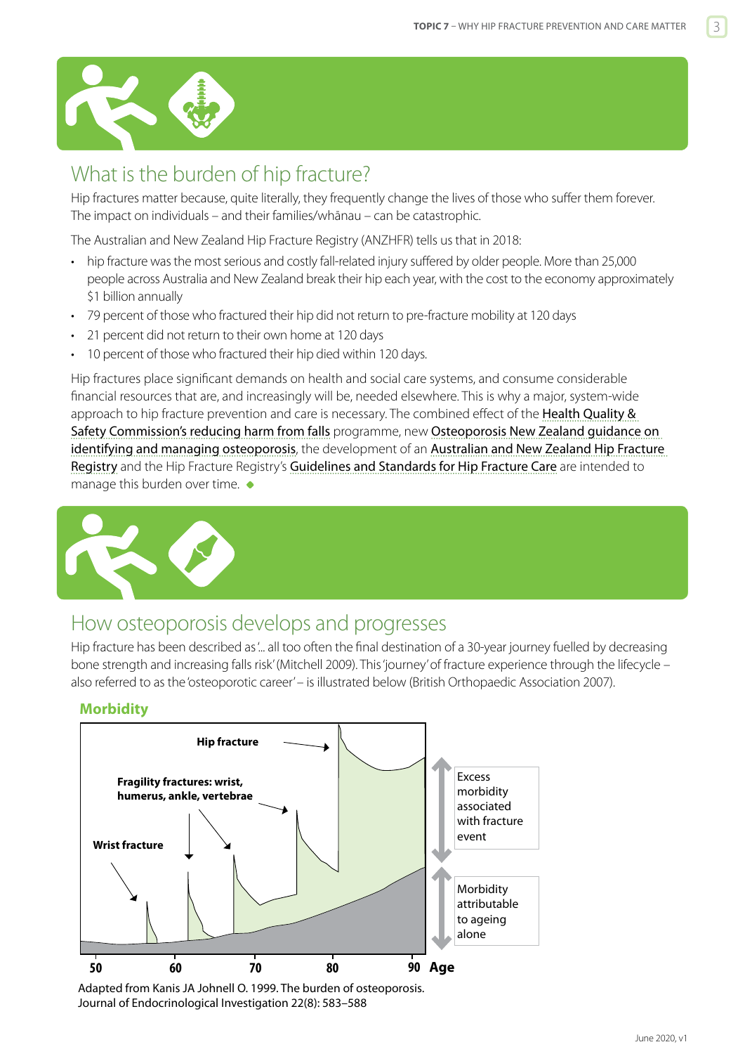## What is the burden of hip fracture?

Hip fractures matter because, quite literally, they frequently change the lives of those who suffer them forever. The impact on individuals – and their families/whānau – can be catastrophic.

The Australian and New Zealand Hip Fracture Registry (ANZHFR) tells us that in 2018:

- hip fracture was the most serious and costly fall-related injury suffered by older people. More than 25,000 people across Australia and New Zealand break their hip each year, with the cost to the economy approximately $1 billion annually
- 79 percent of those who fractured their hip did not return to pre-fracture mobility at 120 days
- 21 percent did not return to their own home at 120 days
- 10 percent of those who fractured their hip died within 120 days.

Hip fractures place significant demands on health and social care systems, and consume considerable financial resources that are, and increasingly will be, needed elsewhere. This is why a major, system-wide approach to hip fracture prevention and care is necessary. The combined effect of the Health Quality & Safety Commission's reducing harm from falls programme, new Osteoporosis New Zealand guidance on identifying and managing osteoporosis, the development of an Australian and New Zealand Hip Fracture Registry and the Hip Fracture Registry's Guidelines and Standards for Hip Fracture Care are intended to manage this burden over time.

## How osteoporosis develops and progresses

Hip fracture has been described as '... all too often the final destination of a 30-year journey fuelled by decreasing bone strength and increasing falls risk' (Mitchell 2009). This 'journey' of fracture experience through the lifecycle – also referred to as the 'osteoporotic career' – is illustrated below (British Orthopaedic Association 2007).

**Morbidity**

Hip fracture

Fragility fractures: wrist, humerus, ankle, vertebrae

Wrist fracture

Excess morbidity associated with fracture event

Morbidity attributable to ageing alone

50 60 70 80 90 **Age**

Adapted from Kanis JA Johnell O. 1999. The burden of osteoporosis. Journal of Endocrinological Investigation 22(8): 583–588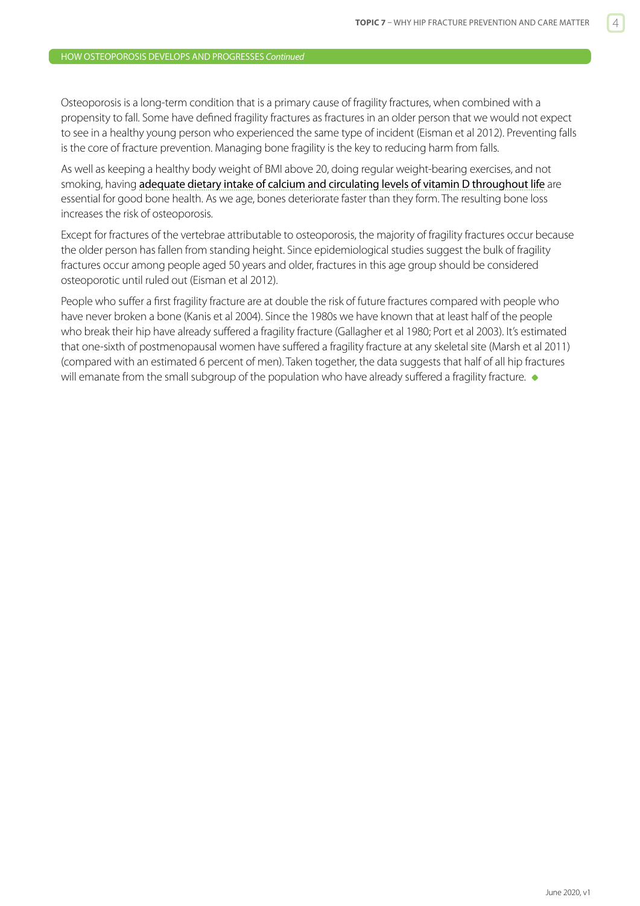## HOW OSTEOPOROSIS DEVELOPS AND PROGRESSES *Continued*

Osteoporosis is a long-term condition that is a primary cause of fragility fractures, when combined with a propensity to fall. Some have defined fragility fractures as fractures in an older person that we would not expect to see in a healthy young person who experienced the same type of incident (Eisman et al 2012). Preventing falls is the core of fracture prevention. Managing bone fragility is the key to reducing harm from falls.

As well as keeping a healthy body weight of BMI above 20, doing regular weight-bearing exercises, and not smoking, having adequate dietary intake of calcium and circulating levels of vitamin D throughout life are essential for good bone health. As we age, bones deteriorate faster than they form. The resulting bone loss increases the risk of osteoporosis.

Except for fractures of the vertebrae attributable to osteoporosis, the majority of fragility fractures occur because the older person has fallen from standing height. Since epidemiological studies suggest the bulk of fragility fractures occur among people aged 50 years and older, fractures in this age group should be considered osteoporotic until ruled out (Eisman et al 2012).

People who suffer a first fragility fracture are at double the risk of future fractures compared with people who have never broken a bone (Kanis et al 2004). Since the 1980s we have known that at least half of the people who break their hip have already suffered a fragility fracture (Gallagher et al 1980; Port et al 2003). It's estimated that one-sixth of postmenopausal women have suffered a fragility fracture at any skeletal site (Marsh et al 2011) (compared with an estimated 6 percent of men). Taken together, the data suggests that half of all hip fractures will emanate from the small subgroup of the population who have already suffered a fragility fracture. ◆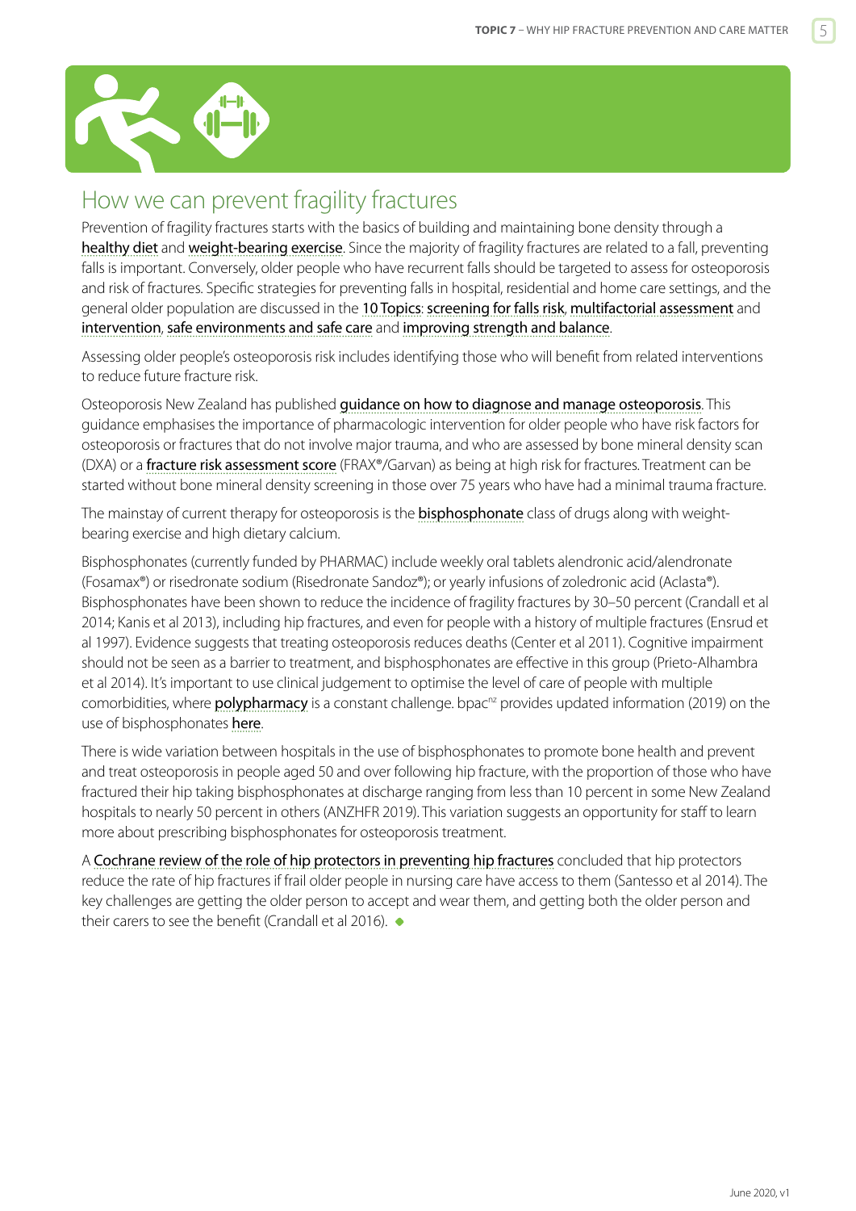## How we can prevent fragility fractures

Prevention of fragility fractures starts with the basics of building and maintaining bone density through a healthy diet and weight-bearing exercise. Since the majority of fragility fractures are related to a fall, preventing falls is important. Conversely, older people who have recurrent falls should be targeted to assess for osteoporosis and risk of fractures. Specific strategies for preventing falls in hospital, residential and home care settings, and the general older population are discussed in the 10 Topics: screening for falls risk, multifactorial assessment and intervention, safe environments and safe care and improving strength and balance.

Assessing older people's osteoporosis risk includes identifying those who will benefit from related interventions to reduce future fracture risk.

Osteoporosis New Zealand has published guidance on how to diagnose and manage osteoporosis. This guidance emphasises the importance of pharmacologic intervention for older people who have risk factors for osteoporosis or fractures that do not involve major trauma, and who are assessed by bone mineral density scan (DXA) or a fracture risk assessment score (FRAX®/Garvan) as being at high risk for fractures. Treatment can be started without bone mineral density screening in those over 75 years who have had a minimal trauma fracture.

The mainstay of current therapy for osteoporosis is the bisphosphonate class of drugs along with weight-bearing exercise and high dietary calcium.

Bisphosphonates (currently funded by PHARMAC) include weekly oral tablets alendronic acid/alendronate (Fosamax®) or risedronate sodium (Risedronate Sandoz®); or yearly infusions of zoledronic acid (Aclasta®). Bisphosphonates have been shown to reduce the incidence of fragility fractures by 30–50 percent (Crandall et al 2014; Kanis et al 2013), including hip fractures, and even for people with a history of multiple fractures (Ensrud et al 1997). Evidence suggests that treating osteoporosis reduces deaths (Center et al 2011). Cognitive impairment should not be seen as a barrier to treatment, and bisphosphonates are effective in this group (Prieto-Alhambra et al 2014). It's important to use clinical judgement to optimise the level of care of people with multiple comorbidities, where polypharmacy is a constant challenge. bpac[nz] provides updated information (2019) on the use of bisphosphonates here.

There is wide variation between hospitals in the use of bisphosphonates to promote bone health and prevent and treat osteoporosis in people aged 50 and over following hip fracture, with the proportion of those who have fractured their hip taking bisphosphonates at discharge ranging from less than 10 percent in some New Zealand hospitals to nearly 50 percent in others (ANZHFR 2019). This variation suggests an opportunity for staff to learn more about prescribing bisphosphonates for osteoporosis treatment.

A Cochrane review of the role of hip protectors in preventing hip fractures concluded that hip protectors reduce the rate of hip fractures if frail older people in nursing care have access to them (Santesso et al 2014). The key challenges are getting the older person to accept and wear them, and getting both the older person and their carers to see the benefit (Crandall et al 2016). ◆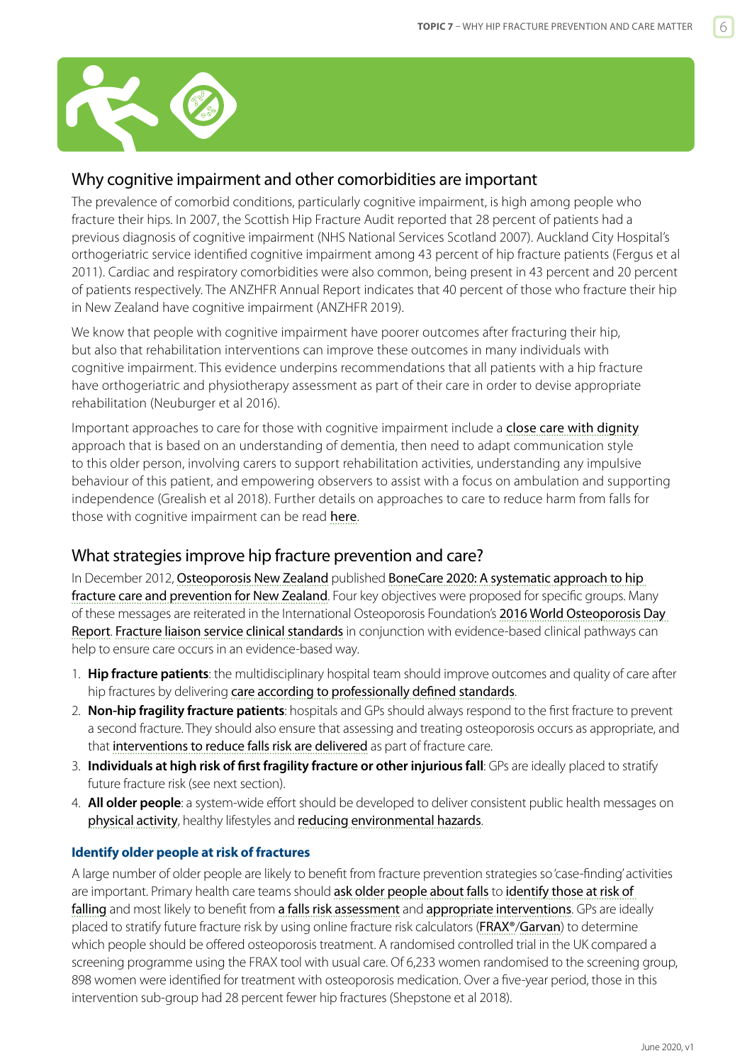## Why cognitive impairment and other comorbidities are important

The prevalence of comorbid conditions, particularly cognitive impairment, is high among people who fracture their hips. In 2007, the Scottish Hip Fracture Audit reported that 28 percent of patients had a previous diagnosis of cognitive impairment (NHS National Services Scotland 2007). Auckland City Hospital's orthogeriatric service identified cognitive impairment among 43 percent of hip fracture patients (Fergus et al 2011). Cardiac and respiratory comorbidities were also common, being present in 43 percent and 20 percent of patients respectively. The ANZHFR Annual Report indicates that 40 percent of those who fracture their hip in New Zealand have cognitive impairment (ANZHFR 2019).

We know that people with cognitive impairment have poorer outcomes after fracturing their hip, but also that rehabilitation interventions can improve these outcomes in many individuals with cognitive impairment. This evidence underpins recommendations that all patients with a hip fracture have orthogeriatric and physiotherapy assessment as part of their care in order to devise appropriate rehabilitation (Neuburger et al 2016).

Important approaches to care for those with cognitive impairment include a close care with dignity approach that is based on an understanding of dementia, then need to adapt communication style to this older person, involving carers to support rehabilitation activities, understanding any impulsive behaviour of this patient, and empowering observers to assist with a focus on ambulation and supporting independence (Grealish et al 2018). Further details on approaches to care to reduce harm from falls for those with cognitive impairment can be read here.

## What strategies improve hip fracture prevention and care?

In December 2012, Osteoporosis New Zealand published BoneCare 2020: A systematic approach to hip fracture care and prevention for New Zealand. Four key objectives were proposed for specific groups. Many of these messages are reiterated in the International Osteoporosis Foundation's 2016 World Osteoporosis Day Report. Fracture liaison service clinical standards in conjunction with evidence-based clinical pathways can help to ensure care occurs in an evidence-based way.

1. **Hip fracture patients**: the multidisciplinary hospital team should improve outcomes and quality of care after hip fractures by delivering care according to professionally defined standards.
2. **Non-hip fragility fracture patients**: hospitals and GPs should always respond to the first fracture to prevent a second fracture. They should also ensure that assessing and treating osteoporosis occurs as appropriate, and that interventions to reduce falls risk are delivered as part of fracture care.
3. **Individuals at high risk of first fragility fracture or other injurious fall**: GPs are ideally placed to stratify future fracture risk (see next section).
4. **All older people**: a system-wide effort should be developed to deliver consistent public health messages on physical activity, healthy lifestyles and reducing environmental hazards.

### Identify older people at risk of fractures

A large number of older people are likely to benefit from fracture prevention strategies so 'case-finding' activities are important. Primary health care teams should ask older people about falls to identify those at risk of falling and most likely to benefit from a falls risk assessment and appropriate interventions. GPs are ideally placed to stratify future fracture risk by using online fracture risk calculators (FRAX®/Garvan) to determine which people should be offered osteoporosis treatment. A randomised controlled trial in the UK compared a screening programme using the FRAX tool with usual care. Of 6,233 women randomised to the screening group, 898 women were identified for treatment with osteoporosis medication. Over a five-year period, those in this intervention sub-group had 28 percent fewer hip fractures (Shepstone et al 2018).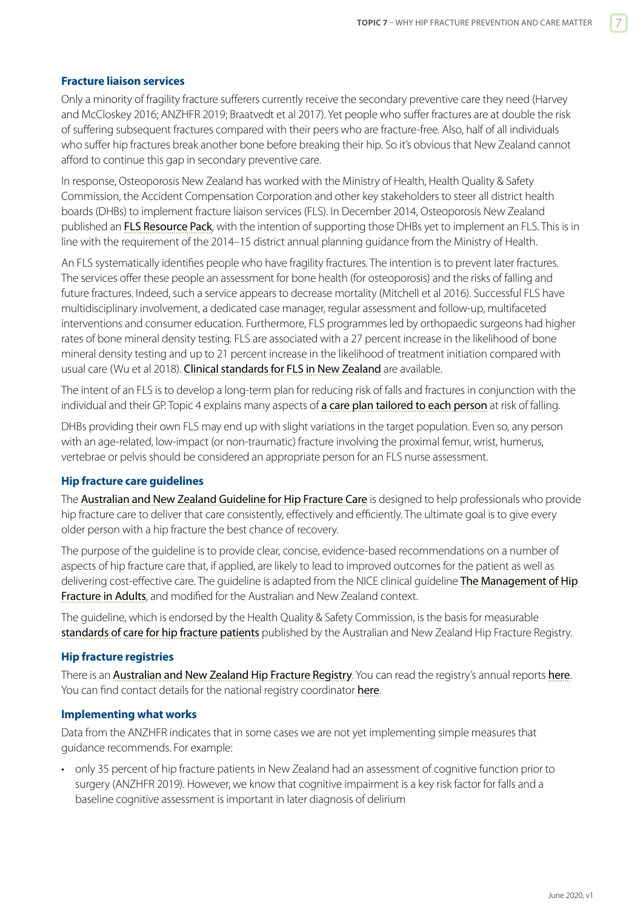### Fracture liaison services

Only a minority of fragility fracture sufferers currently receive the secondary preventive care they need (Harvey and McCloskey 2016; ANZHFR 2019; Braatvedt et al 2017). Yet people who suffer fractures are at double the risk of suffering subsequent fractures compared with their peers who are fracture-free. Also, half of all individuals who suffer hip fractures break another bone before breaking their hip. So it's obvious that New Zealand cannot afford to continue this gap in secondary preventive care.

In response, Osteoporosis New Zealand has worked with the Ministry of Health, Health Quality & Safety Commission, the Accident Compensation Corporation and other key stakeholders to steer all district health boards (DHBs) to implement fracture liaison services (FLS). In December 2014, Osteoporosis New Zealand published an FLS Resource Pack, with the intention of supporting those DHBs yet to implement an FLS. This is in line with the requirement of the 2014–15 district annual planning guidance from the Ministry of Health.

An FLS systematically identifies people who have fragility fractures. The intention is to prevent later fractures. The services offer these people an assessment for bone health (for osteoporosis) and the risks of falling and future fractures. Indeed, such a service appears to decrease mortality (Mitchell et al 2016). Successful FLS have multidisciplinary involvement, a dedicated case manager, regular assessment and follow-up, multifaceted interventions and consumer education. Furthermore, FLS programmes led by orthopaedic surgeons had higher rates of bone mineral density testing. FLS are associated with a 27 percent increase in the likelihood of bone mineral density testing and up to 21 percent increase in the likelihood of treatment initiation compared with usual care (Wu et al 2018). Clinical standards for FLS in New Zealand are available.

The intent of an FLS is to develop a long-term plan for reducing risk of falls and fractures in conjunction with the individual and their GP. Topic 4 explains many aspects of a care plan tailored to each person at risk of falling.

DHBs providing their own FLS may end up with slight variations in the target population. Even so, any person with an age-related, low-impact (or non-traumatic) fracture involving the proximal femur, wrist, humerus, vertebrae or pelvis should be considered an appropriate person for an FLS nurse assessment.

### Hip fracture care guidelines

The Australian and New Zealand Guideline for Hip Fracture Care is designed to help professionals who provide hip fracture care to deliver that care consistently, effectively and efficiently. The ultimate goal is to give every older person with a hip fracture the best chance of recovery.

The purpose of the guideline is to provide clear, concise, evidence-based recommendations on a number of aspects of hip fracture care that, if applied, are likely to lead to improved outcomes for the patient as well as delivering cost-effective care. The guideline is adapted from the NICE clinical guideline The Management of Hip Fracture in Adults, and modified for the Australian and New Zealand context.

The guideline, which is endorsed by the Health Quality & Safety Commission, is the basis for measurable standards of care for hip fracture patients published by the Australian and New Zealand Hip Fracture Registry.

### Hip fracture registries

There is an Australian and New Zealand Hip Fracture Registry. You can read the registry's annual reports here. You can find contact details for the national registry coordinator here.

### Implementing what works

Data from the ANZHFR indicates that in some cases we are not yet implementing simple measures that guidance recommends. For example:

- only 35 percent of hip fracture patients in New Zealand had an assessment of cognitive function prior to surgery (ANZHFR 2019). However, we know that cognitive impairment is a key risk factor for falls and a baseline cognitive assessment is important in later diagnosis of delirium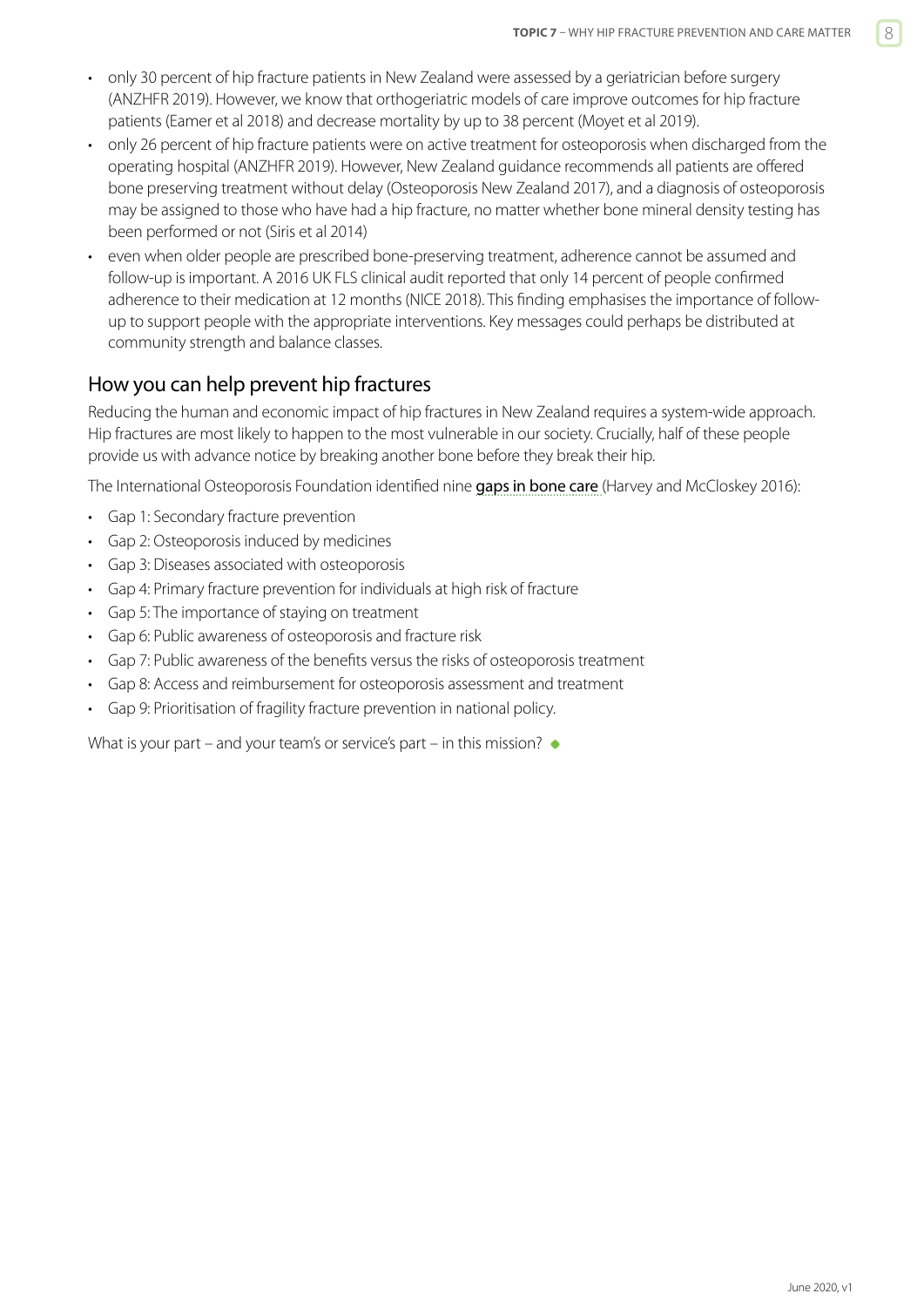- only 30 percent of hip fracture patients in New Zealand were assessed by a geriatrician before surgery (ANZHFR 2019). However, we know that orthogeriatric models of care improve outcomes for hip fracture patients (Eamer et al 2018) and decrease mortality by up to 38 percent (Moyet et al 2019).
- only 26 percent of hip fracture patients were on active treatment for osteoporosis when discharged from the operating hospital (ANZHFR 2019). However, New Zealand guidance recommends all patients are offered bone preserving treatment without delay (Osteoporosis New Zealand 2017), and a diagnosis of osteoporosis may be assigned to those who have had a hip fracture, no matter whether bone mineral density testing has been performed or not (Siris et al 2014)
- even when older people are prescribed bone-preserving treatment, adherence cannot be assumed and follow-up is important. A 2016 UK FLS clinical audit reported that only 14 percent of people confirmed adherence to their medication at 12 months (NICE 2018). This finding emphasises the importance of follow-up to support people with the appropriate interventions. Key messages could perhaps be distributed at community strength and balance classes.

## How you can help prevent hip fractures

Reducing the human and economic impact of hip fractures in New Zealand requires a system-wide approach. Hip fractures are most likely to happen to the most vulnerable in our society. Crucially, half of these people provide us with advance notice by breaking another bone before they break their hip.

The International Osteoporosis Foundation identified nine gaps in bone care (Harvey and McCloskey 2016):

- Gap 1: Secondary fracture prevention
- Gap 2: Osteoporosis induced by medicines
- Gap 3: Diseases associated with osteoporosis
- Gap 4: Primary fracture prevention for individuals at high risk of fracture
- Gap 5: The importance of staying on treatment
- Gap 6: Public awareness of osteoporosis and fracture risk
- Gap 7: Public awareness of the benefits versus the risks of osteoporosis treatment
- Gap 8: Access and reimbursement for osteoporosis assessment and treatment
- Gap 9: Prioritisation of fragility fracture prevention in national policy.

What is your part – and your team's or service's part – in this mission?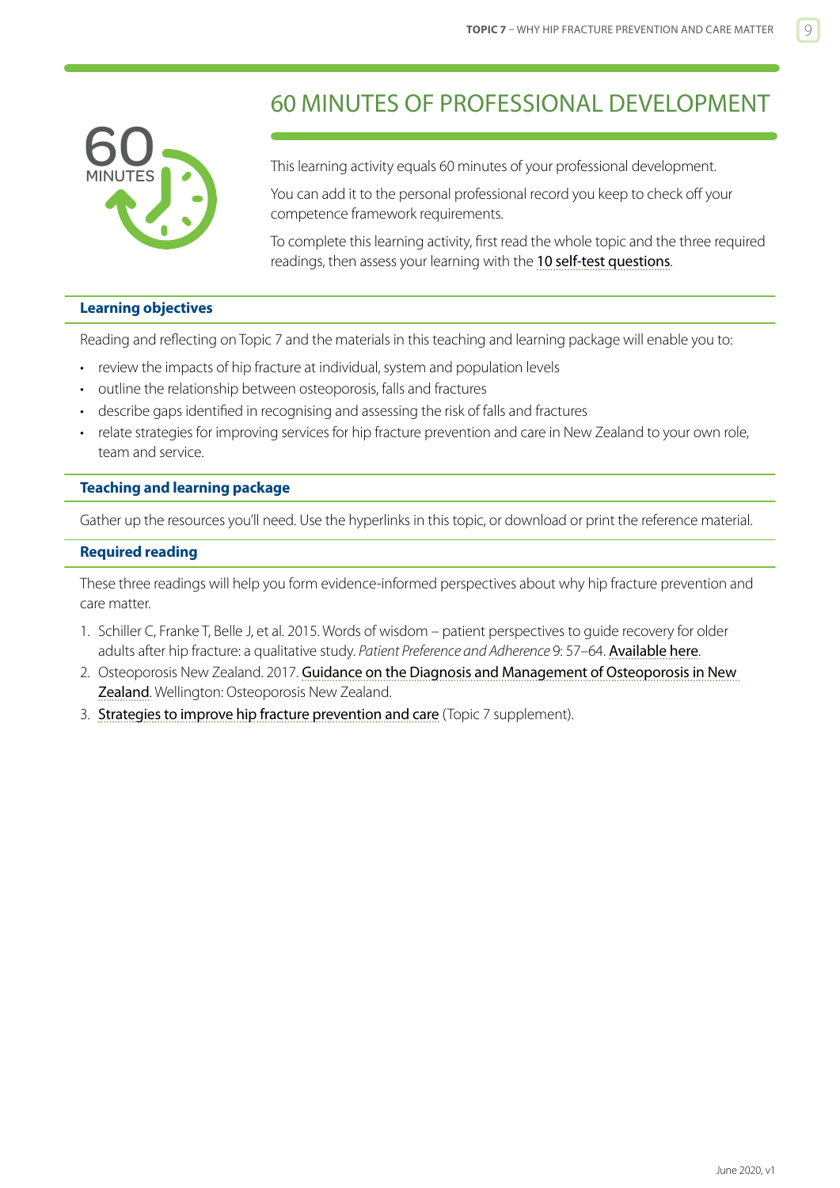# 60 MINUTES OF PROFESSIONAL DEVELOPMENT

This learning activity equals 60 minutes of your professional development.

You can add it to the personal professional record you keep to check off your competence framework requirements.

To complete this learning activity, first read the whole topic and the three required readings, then assess your learning with the 10 self-test questions.

## Learning objectives

Reading and reflecting on Topic 7 and the materials in this teaching and learning package will enable you to:

- review the impacts of hip fracture at individual, system and population levels
- outline the relationship between osteoporosis, falls and fractures
- describe gaps identified in recognising and assessing the risk of falls and fractures
- relate strategies for improving services for hip fracture prevention and care in New Zealand to your own role, team and service.

## Teaching and learning package

Gather up the resources you'll need. Use the hyperlinks in this topic, or download or print the reference material.

## Required reading

These three readings will help you form evidence-informed perspectives about why hip fracture prevention and care matter.

1. Schiller C, Franke T, Belle J, et al. 2015. Words of wisdom – patient perspectives to guide recovery for older adults after hip fracture: a qualitative study. *Patient Preference and Adherence* 9: 57–64. Available here.
2. Osteoporosis New Zealand. 2017. Guidance on the Diagnosis and Management of Osteoporosis in New Zealand. Wellington: Osteoporosis New Zealand.
3. Strategies to improve hip fracture prevention and care (Topic 7 supplement).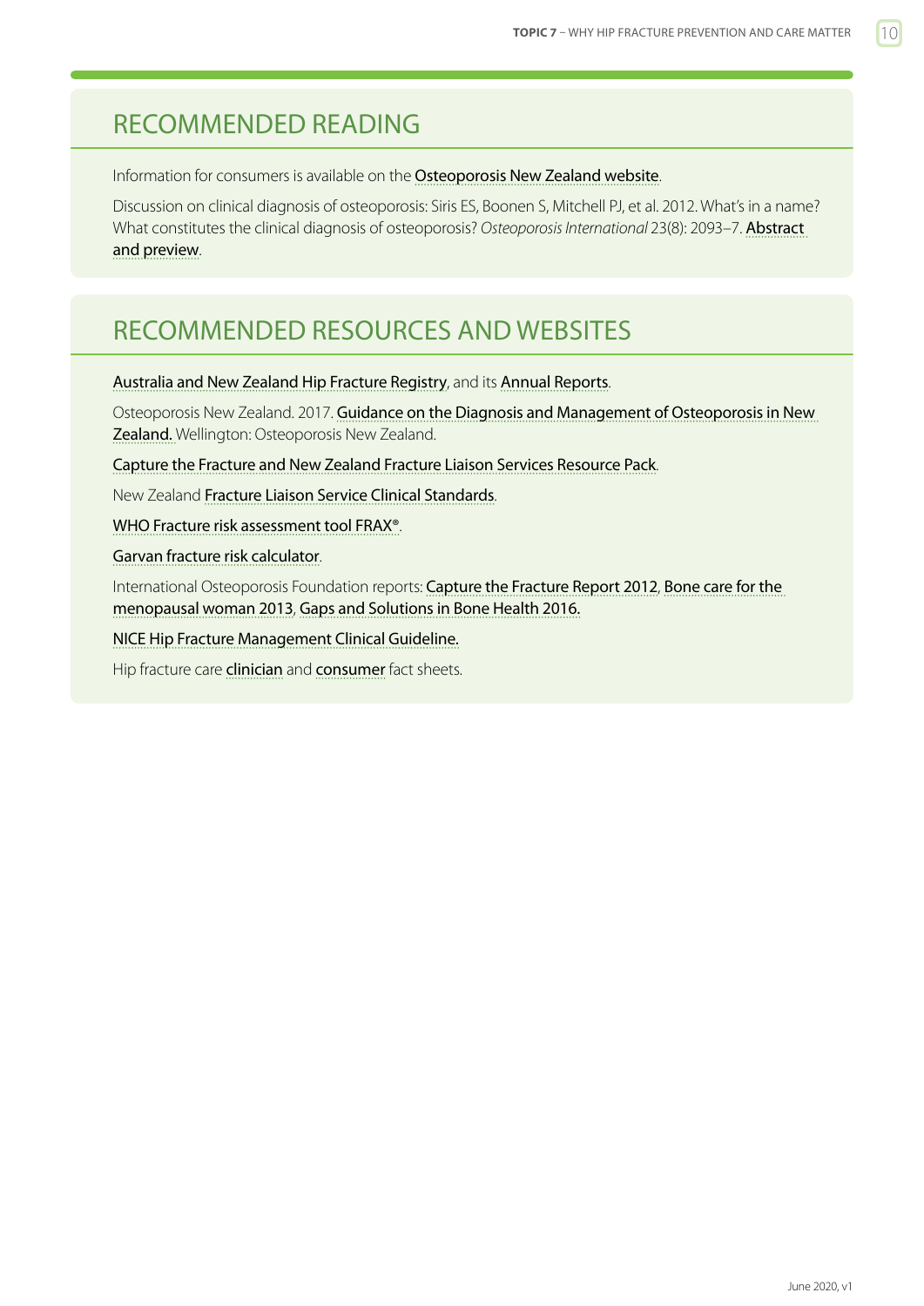## RECOMMENDED READING

Information for consumers is available on the Osteoporosis New Zealand website.

Discussion on clinical diagnosis of osteoporosis: Siris ES, Boonen S, Mitchell PJ, et al. 2012. What's in a name? What constitutes the clinical diagnosis of osteoporosis? *Osteoporosis International* 23(8): 2093–7. Abstract and preview.

## RECOMMENDED RESOURCES AND WEBSITES

Australia and New Zealand Hip Fracture Registry, and its Annual Reports.

Osteoporosis New Zealand. 2017. Guidance on the Diagnosis and Management of Osteoporosis in New Zealand. Wellington: Osteoporosis New Zealand.

Capture the Fracture and New Zealand Fracture Liaison Services Resource Pack.

New Zealand Fracture Liaison Service Clinical Standards.

WHO Fracture risk assessment tool FRAX®.

Garvan fracture risk calculator.

International Osteoporosis Foundation reports: Capture the Fracture Report 2012, Bone care for the menopausal woman 2013, Gaps and Solutions in Bone Health 2016.

NICE Hip Fracture Management Clinical Guideline.

Hip fracture care clinician and consumer fact sheets.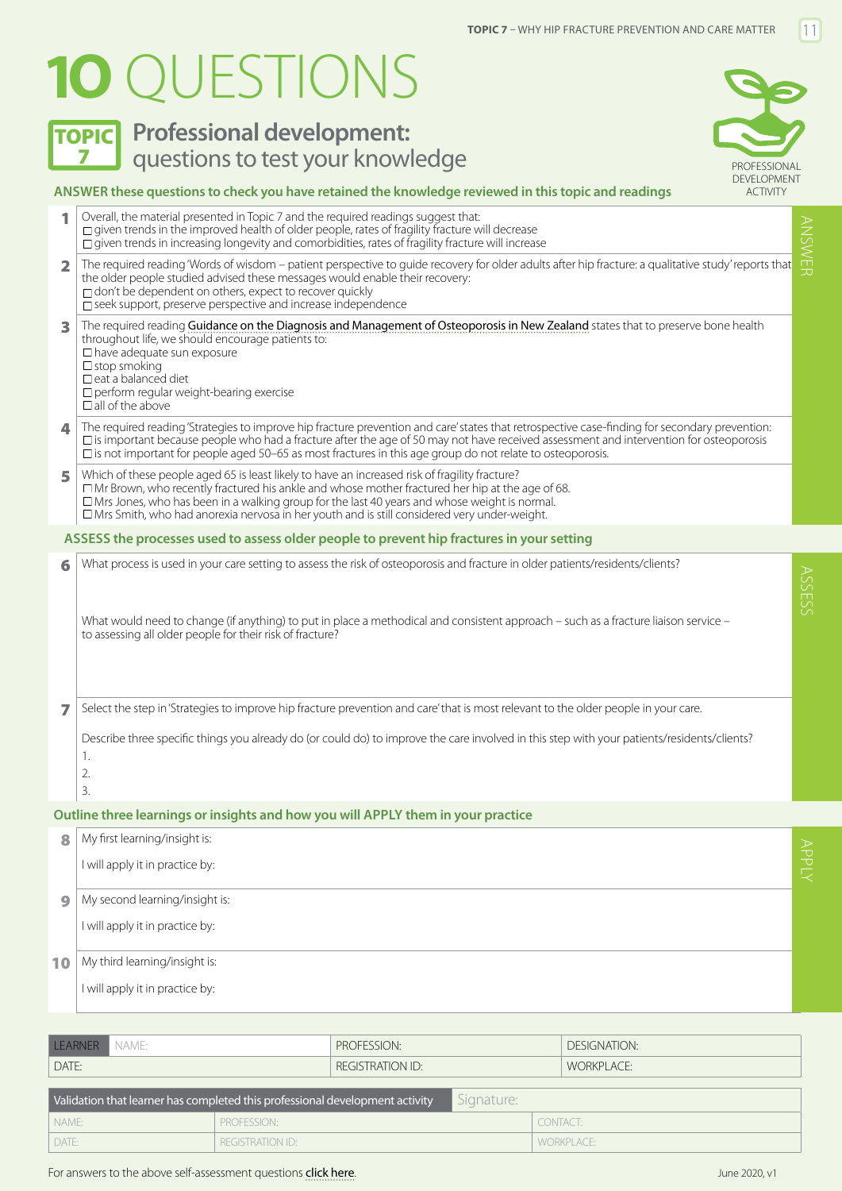# 10 QUESTIONS

## TOPIC 7 Professional development: questions to test your knowledge

PROFESSIONAL DEVELOPMENT ACTIVITY

### ANSWER these questions to check you have retained the knowledge reviewed in this topic and readings

**1** Overall, the material presented in Topic 7 and the required readings suggest that:
- ☐ given trends in the improved health of older people, rates of fragility fracture will decrease
- ☐ given trends in increasing longevity and comorbidities, rates of fragility fracture will increase

**2** The required reading 'Words of wisdom – patient perspective to guide recovery for older adults after hip fracture: a qualitative study' reports that the older people studied advised these messages would enable their recovery:
- ☐ don't be dependent on others, expect to recover quickly
- ☐ seek support, preserve perspective and increase independence

**3** The required reading Guidance on the Diagnosis and Management of Osteoporosis in New Zealand states that to preserve bone health throughout life, we should encourage patients to:
- ☐ have adequate sun exposure
- ☐ stop smoking
- ☐ eat a balanced diet
- ☐ perform regular weight-bearing exercise
- ☐ all of the above

**4** The required reading 'Strategies to improve hip fracture prevention and care' states that retrospective case-finding for secondary prevention:
- ☐ is important because people who had a fracture after the age of 50 may not have received assessment and intervention for osteoporosis
- ☐ is not important for people aged 50–65 as most fractures in this age group do not relate to osteoporosis.

**5** Which of these people aged 65 is least likely to have an increased risk of fragility fracture?
- ☐ Mr Brown, who recently fractured his ankle and whose mother fractured her hip at the age of 68.
- ☐ Mrs Jones, who has been in a walking group for the last 40 years and whose weight is normal.
- ☐ Mrs Smith, who had anorexia nervosa in her youth and is still considered very under-weight.

### ASSESS the processes used to assess older people to prevent hip fractures in your setting

**6** What process is used in your care setting to assess the risk of osteoporosis and fracture in older patients/residents/clients?

What would need to change (if anything) to put in place a methodical and consistent approach – such as a fracture liaison service – to assessing all older people for their risk of fracture?

**7** Select the step in 'Strategies to improve hip fracture prevention and care' that is most relevant to the older people in your care.

Describe three specific things you already do (or could do) to improve the care involved in this step with your patients/residents/clients?

1.
2.
3.

### Outline three learnings or insights and how you will APPLY them in your practice

**8** My first learning/insight is:

I will apply it in practice by:

**9** My second learning/insight is:

I will apply it in practice by:

**10** My third learning/insight is:

I will apply it in practice by:

| LEARNER NAME: | PROFESSION: | DESIGNATION: |
|---|---|---|
| DATE: | REGISTRATION ID: | WORKPLACE: |

| Validation that learner has completed this professional development activity | | Signature: |
|---|---|---|
| NAME: | PROFESSION: | CONTACT: |
| DATE: | REGISTRATION ID: | WORKPLACE: |

For answers to the above self-assessment questions click here.

June 2020, v1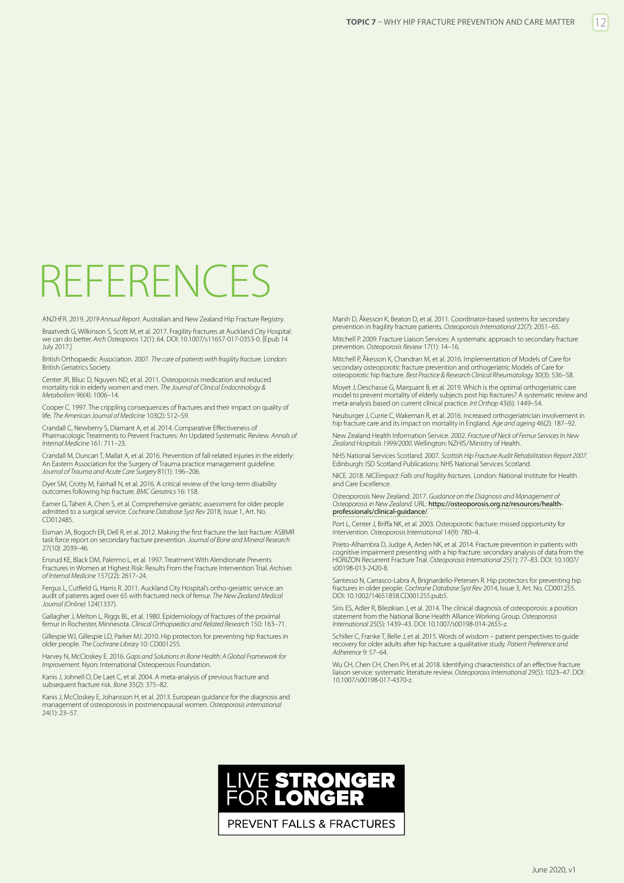# REFERENCES

ANZHFR. 2019. *2019 Annual Report*. Australian and New Zealand Hip Fracture Registry.

Braatvedt G, Wilkinson S, Scott M, et al. 2017. Fragility fractures at Auckland City Hospital: we can do better. *Arch Osteoporos* 12(1): 64. DOI: 10.1007/s11657-017-0353-0. [Epub 14 July 2017.]

British Orthopaedic Association. 2007. *The care of patients with fragility fracture*. London: British Geriatrics Society.

Center JR, Bliuc D, Nguyen ND, et al. 2011. Osteoporosis medication and reduced mortality risk in elderly women and men. *The Journal of Clinical Endocrinology & Metabolism* 96(4): 1006–14.

Cooper C. 1997. The crippling consequences of fractures and their impact on quality of life. *The American Journal of Medicine* 103(2): S12–S9.

Crandall C, Newberry S, Diamant A, et al. 2014. Comparative Effectiveness of Pharmacologic Treatments to Prevent Fractures: An Updated Systematic Review. *Annals of Internal Medicine* 161: 711–23.

Crandall M, Duncan T, Mallat A, et al. 2016. Prevention of fall-related injuries in the elderly: An Eastern Association for the Surgery of Trauma practice management guideline. *Journal of Trauma and Acute Care Surgery* 81(1): 196–206.

Dyer SM, Crotty M, Fairhall N, et al. 2016. A critical review of the long-term disability outcomes following hip fracture. *BMC Geriatrics* 16: 158.

Eamer G, Taheri A, Chen S, et al. Comprehensive geriatric assessment for older people admitted to a surgical service. *Cochrane Database Syst Rev* 2018, Issue 1, Art. No. CD012485.

Eisman JA, Bogoch ER, Dell R, et al. 2012. Making the first fracture the last fracture: ASBMR task force report on secondary fracture prevention. *Journal of Bone and Mineral Research* 27(10): 2039–46.

Ensrud KE, Black DM, Palermo L, et al. 1997. Treatment With Alendronate Prevents Fractures in Women at Highest Risk: Results From the Fracture Intervention Trial. *Archives of Internal Medicine* 157(22): 2617–24.

Fergus L, Cutfield G, Harris R. 2011. Auckland City Hospital's ortho-geriatric service: an audit of patients aged over 65 with fractured neck of femur. *The New Zealand Medical Journal (Online)* 124(1337).

Gallagher J, Melton L, Riggs BL, et al. 1980. Epidemiology of fractures of the proximal femur in Rochester, Minnesota. *Clinical Orthopaedics and Related Research* 150: 163–71.

Gillespie WJ, Gillespie LD, Parker MJ. 2010. Hip protectors for preventing hip fractures in older people. *The Cochrane Library* 10: CD001255.

Harvey N, McCloskey E. 2016. *Gaps and Solutions in Bone Health: A Global Framework for Improvement*. Nyon: International Osteoperosis Foundation.

Kanis J, Johnell O, De Laet C, et al. 2004. A meta-analysis of previous fracture and subsequent fracture risk. *Bone* 35(2): 375–82.

Kanis J, McCloskey E, Johansson H, et al. 2013. European guidance for the diagnosis and management of osteoporosis in postmenopausal women. *Osteoporosis international* 24(1): 23–57.

Marsh D, Åkesson K, Beaton D, et al. 2011. Coordinator-based systems for secondary prevention in fragility fracture patients. *Osteoporosis International* 22(7): 2051–65.

Mitchell P. 2009. Fracture Liaison Services: A systematic approach to secondary fracture prevention. *Osteoporosis Review* 17(1): 14–16.

Mitchell P, Åkesson K, Chandran M, et al. 2016. Implementation of Models of Care for secondary osteoporotic fracture prevention and orthogeriatric Models of Care for osteoporotic hip fracture. *Best Practice & Research Clinical Rheumatology* 30(3): 536–58.

Moyet J, Deschasse G, Marquant B, et al. 2019. Which is the optimal orthogeriatric care model to prevent mortality of elderly subjects post hip fractures? A systematic review and meta-analysis based on current clinical practice. *Int Orthop* 43(6): 1449–54.

Neuburger J, Currie C, Wakeman R, et al. 2016. Increased orthogeriatrician involvement in hip fracture care and its impact on mortality in England. *Age and ageing* 46(2): 187–92.

New Zealand Health Information Service. 2002. *Fracture of Neck of Femur Services In New Zealand Hospitals 1999/2000*. Wellington: NZHIS/Ministry of Health.

NHS National Services Scotland. 2007. *Scottish Hip Fracture Audit Rehabilitation Report 2007*. Edinburgh: ISD Scotland Publications: NHS National Services Scotland.

NICE. 2018. *NICEimpact: Falls and fragility fractures*. London: National Institute for Health and Care Excellence.

Osteoporosis New Zealand. 2017. *Guidance on the Diagnosis and Management of Osteoporosis in New Zealand*. URL: https://osteoporosis.org.nz/resources/health-professionals/clinical-guidance/.

Port L, Center J, Briffa NK, et al. 2003. Osteoporotic fracture: missed opportunity for intervention. *Osteoporosis International* 14(9): 780–4.

Prieto-Alhambra D, Judge A, Arden NK, et al. 2014. Fracture prevention in patients with cognitive impairment presenting with a hip fracture: secondary analysis of data from the HORIZON Recurrent Fracture Trial. *Osteoporosis International* 25(1): 77–83. DOI: 10.1007/s00198-013-2420-8.

Santesso N, Carrasco-Labra A, Brignardello-Petersen R. Hip protectors for preventing hip fractures in older people. *Cochrane Database Syst Rev* 2014, Issue 3, Art. No. CD001255. DOI: 10.1002/14651858.CD001255.pub5.

Siris ES, Adler R, Bilezikian J, et al. 2014. The clinical diagnosis of osteoporosis: a position statement from the National Bone Health Alliance Working Group. *Osteoporosis International* 25(5): 1439–43. DOI: 10.1007/s00198-014-2655-z.

Schiller C, Franke T, Belle J, et al. 2015. Words of wisdom – patient perspectives to guide recovery for older adults after hip fracture: a qualitative study. *Patient Preference and Adherence* 9: 57–64.

Wu CH, Chen CH, Chen PH, et al. 2018. Identifying characteristics of an effective fracture liaison service: systematic literature review. *Osteoporosis International* 29(5): 1023–47. DOI: 10.1007/s00198-017-4370-z.

LIVE **STRONGER** FOR **LONGER**

PREVENT FALLS & FRACTURES

June 2020, v1